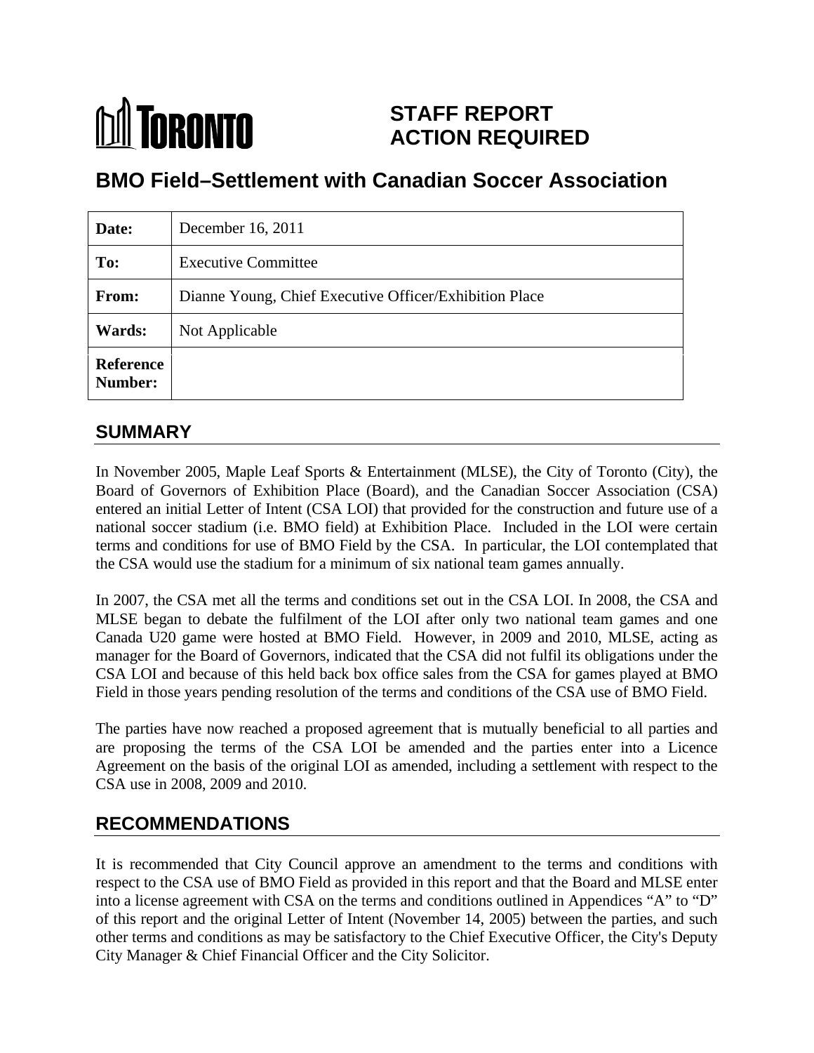**TORONTO**

# STAFF REPORT ACTION REQUIRED

## BMO Field–Settlement with Canadian Soccer Association

| | |
|---|---|
| **Date:** | December 16, 2011 |
| **To:** | Executive Committee |
| **From:** | Dianne Young, Chief Executive Officer/Exhibition Place |
| **Wards:** | Not Applicable |
| **Reference Number:** | |

## SUMMARY

In November 2005, Maple Leaf Sports & Entertainment (MLSE), the City of Toronto (City), the Board of Governors of Exhibition Place (Board), and the Canadian Soccer Association (CSA) entered an initial Letter of Intent (CSA LOI) that provided for the construction and future use of a national soccer stadium (i.e. BMO field) at Exhibition Place. Included in the LOI were certain terms and conditions for use of BMO Field by the CSA. In particular, the LOI contemplated that the CSA would use the stadium for a minimum of six national team games annually.

In 2007, the CSA met all the terms and conditions set out in the CSA LOI. In 2008, the CSA and MLSE began to debate the fulfilment of the LOI after only two national team games and one Canada U20 game were hosted at BMO Field. However, in 2009 and 2010, MLSE, acting as manager for the Board of Governors, indicated that the CSA did not fulfil its obligations under the CSA LOI and because of this held back box office sales from the CSA for games played at BMO Field in those years pending resolution of the terms and conditions of the CSA use of BMO Field.

The parties have now reached a proposed agreement that is mutually beneficial to all parties and are proposing the terms of the CSA LOI be amended and the parties enter into a Licence Agreement on the basis of the original LOI as amended, including a settlement with respect to the CSA use in 2008, 2009 and 2010.

## RECOMMENDATIONS

It is recommended that City Council approve an amendment to the terms and conditions with respect to the CSA use of BMO Field as provided in this report and that the Board and MLSE enter into a license agreement with CSA on the terms and conditions outlined in Appendices "A" to "D" of this report and the original Letter of Intent (November 14, 2005) between the parties, and such other terms and conditions as may be satisfactory to the Chief Executive Officer, the City's Deputy City Manager & Chief Financial Officer and the City Solicitor.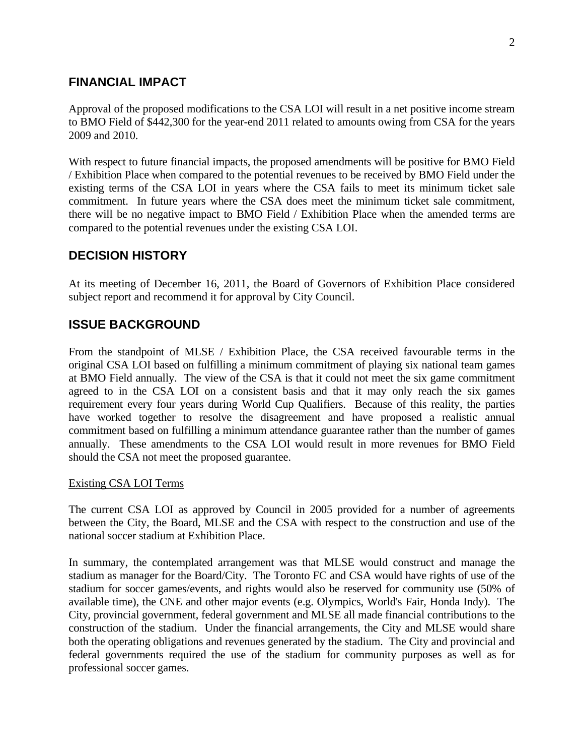## FINANCIAL IMPACT

Approval of the proposed modifications to the CSA LOI will result in a net positive income stream to BMO Field of $442,300 for the year-end 2011 related to amounts owing from CSA for the years 2009 and 2010.

With respect to future financial impacts, the proposed amendments will be positive for BMO Field / Exhibition Place when compared to the potential revenues to be received by BMO Field under the existing terms of the CSA LOI in years where the CSA fails to meet its minimum ticket sale commitment. In future years where the CSA does meet the minimum ticket sale commitment, there will be no negative impact to BMO Field / Exhibition Place when the amended terms are compared to the potential revenues under the existing CSA LOI.

## DECISION HISTORY

At its meeting of December 16, 2011, the Board of Governors of Exhibition Place considered subject report and recommend it for approval by City Council.

## ISSUE BACKGROUND

From the standpoint of MLSE / Exhibition Place, the CSA received favourable terms in the original CSA LOI based on fulfilling a minimum commitment of playing six national team games at BMO Field annually. The view of the CSA is that it could not meet the six game commitment agreed to in the CSA LOI on a consistent basis and that it may only reach the six games requirement every four years during World Cup Qualifiers. Because of this reality, the parties have worked together to resolve the disagreement and have proposed a realistic annual commitment based on fulfilling a minimum attendance guarantee rather than the number of games annually. These amendments to the CSA LOI would result in more revenues for BMO Field should the CSA not meet the proposed guarantee.

Existing CSA LOI Terms

The current CSA LOI as approved by Council in 2005 provided for a number of agreements between the City, the Board, MLSE and the CSA with respect to the construction and use of the national soccer stadium at Exhibition Place.

In summary, the contemplated arrangement was that MLSE would construct and manage the stadium as manager for the Board/City. The Toronto FC and CSA would have rights of use of the stadium for soccer games/events, and rights would also be reserved for community use (50% of available time), the CNE and other major events (e.g. Olympics, World's Fair, Honda Indy). The City, provincial government, federal government and MLSE all made financial contributions to the construction of the stadium. Under the financial arrangements, the City and MLSE would share both the operating obligations and revenues generated by the stadium. The City and provincial and federal governments required the use of the stadium for community purposes as well as for professional soccer games.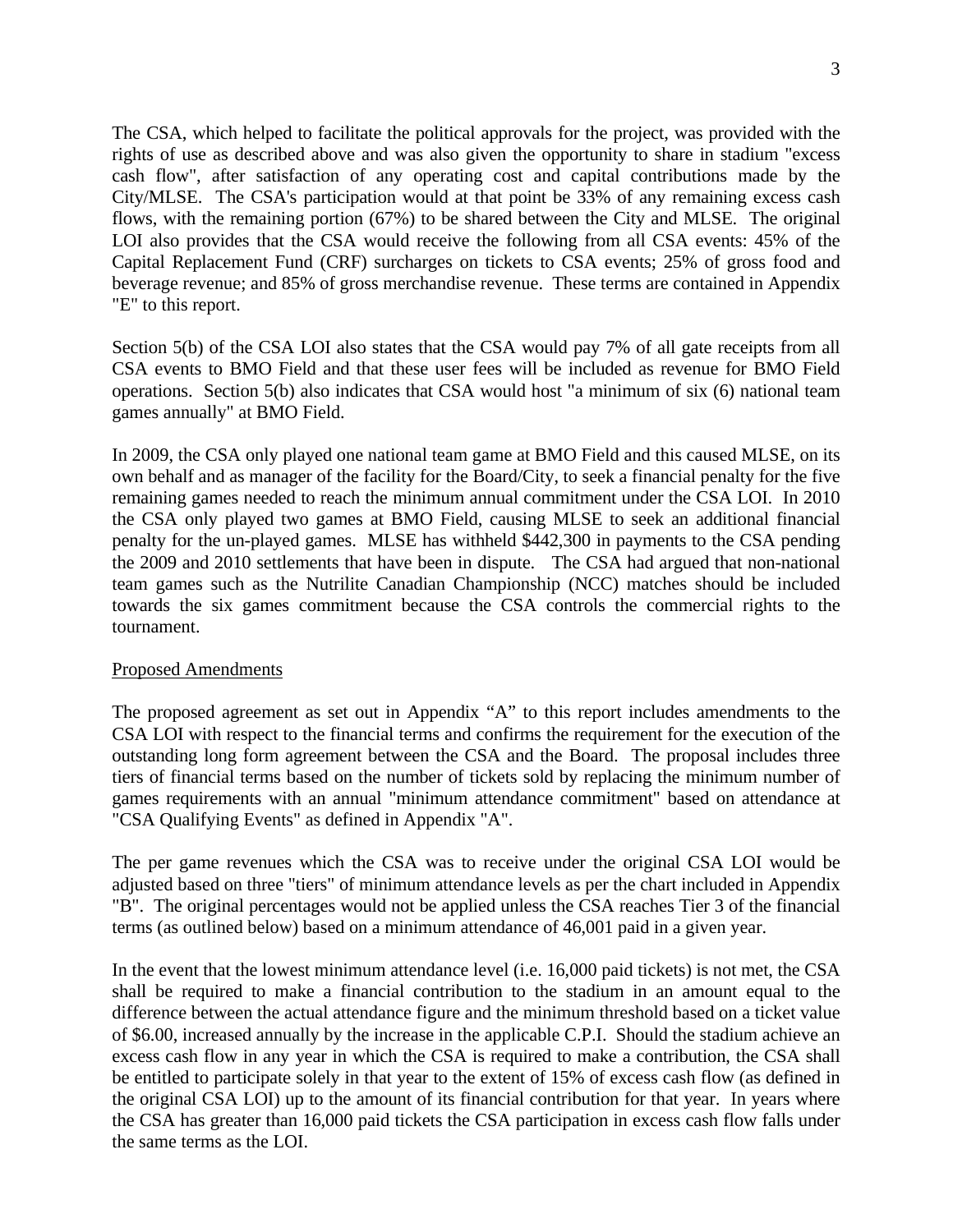The CSA, which helped to facilitate the political approvals for the project, was provided with the rights of use as described above and was also given the opportunity to share in stadium "excess cash flow", after satisfaction of any operating cost and capital contributions made by the City/MLSE. The CSA's participation would at that point be 33% of any remaining excess cash flows, with the remaining portion (67%) to be shared between the City and MLSE. The original LOI also provides that the CSA would receive the following from all CSA events: 45% of the Capital Replacement Fund (CRF) surcharges on tickets to CSA events; 25% of gross food and beverage revenue; and 85% of gross merchandise revenue. These terms are contained in Appendix "E" to this report.

Section 5(b) of the CSA LOI also states that the CSA would pay 7% of all gate receipts from all CSA events to BMO Field and that these user fees will be included as revenue for BMO Field operations. Section 5(b) also indicates that CSA would host "a minimum of six (6) national team games annually" at BMO Field.

In 2009, the CSA only played one national team game at BMO Field and this caused MLSE, on its own behalf and as manager of the facility for the Board/City, to seek a financial penalty for the five remaining games needed to reach the minimum annual commitment under the CSA LOI. In 2010 the CSA only played two games at BMO Field, causing MLSE to seek an additional financial penalty for the un-played games. MLSE has withheld $442,300 in payments to the CSA pending the 2009 and 2010 settlements that have been in dispute. The CSA had argued that non-national team games such as the Nutrilite Canadian Championship (NCC) matches should be included towards the six games commitment because the CSA controls the commercial rights to the tournament.

Proposed Amendments

The proposed agreement as set out in Appendix "A" to this report includes amendments to the CSA LOI with respect to the financial terms and confirms the requirement for the execution of the outstanding long form agreement between the CSA and the Board. The proposal includes three tiers of financial terms based on the number of tickets sold by replacing the minimum number of games requirements with an annual "minimum attendance commitment" based on attendance at "CSA Qualifying Events" as defined in Appendix "A".

The per game revenues which the CSA was to receive under the original CSA LOI would be adjusted based on three "tiers" of minimum attendance levels as per the chart included in Appendix "B". The original percentages would not be applied unless the CSA reaches Tier 3 of the financial terms (as outlined below) based on a minimum attendance of 46,001 paid in a given year.

In the event that the lowest minimum attendance level (i.e. 16,000 paid tickets) is not met, the CSA shall be required to make a financial contribution to the stadium in an amount equal to the difference between the actual attendance figure and the minimum threshold based on a ticket value of $6.00, increased annually by the increase in the applicable C.P.I. Should the stadium achieve an excess cash flow in any year in which the CSA is required to make a contribution, the CSA shall be entitled to participate solely in that year to the extent of 15% of excess cash flow (as defined in the original CSA LOI) up to the amount of its financial contribution for that year. In years where the CSA has greater than 16,000 paid tickets the CSA participation in excess cash flow falls under the same terms as the LOI.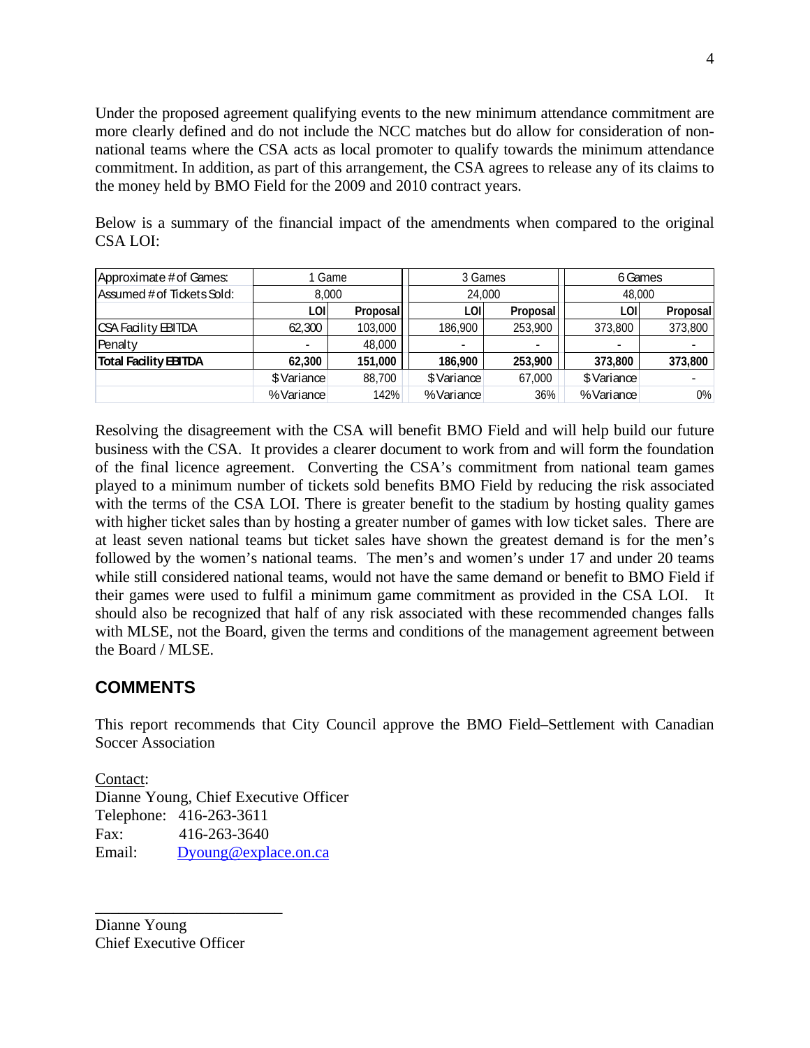Under the proposed agreement qualifying events to the new minimum attendance commitment are more clearly defined and do not include the NCC matches but do allow for consideration of non-national teams where the CSA acts as local promoter to qualify towards the minimum attendance commitment. In addition, as part of this arrangement, the CSA agrees to release any of its claims to the money held by BMO Field for the 2009 and 2010 contract years.

Below is a summary of the financial impact of the amendments when compared to the original CSA LOI:

| Approximate # of Games: | 1 Game | | 3 Games | | 6 Games | |
|---|---|---|---|---|---|---|
| Assumed # of Tickets Sold: | 8,000 | | 24,000 | | 48,000 | |
| | **LOI** | **Proposal** | **LOI** | **Proposal** | **LOI** | **Proposal** |
| CSA Facility EBITDA | 62,300 | 103,000 | 186,900 | 253,900 | 373,800 | 373,800 |
| Penalty | - | 48,000 | - | - | - | - |
| **Total Facility EBITDA** | **62,300** | **151,000** | **186,900** | **253,900** | **373,800** | **373,800** |
| | $ Variance | 88,700 | $ Variance | 67,000 | $ Variance | - |
| | % Variance | 142% | % Variance | 36% | % Variance | 0% |

Resolving the disagreement with the CSA will benefit BMO Field and will help build our future business with the CSA. It provides a clearer document to work from and will form the foundation of the final licence agreement. Converting the CSA's commitment from national team games played to a minimum number of tickets sold benefits BMO Field by reducing the risk associated with the terms of the CSA LOI. There is greater benefit to the stadium by hosting quality games with higher ticket sales than by hosting a greater number of games with low ticket sales. There are at least seven national teams but ticket sales have shown the greatest demand is for the men's followed by the women's national teams. The men's and women's under 17 and under 20 teams while still considered national teams, would not have the same demand or benefit to BMO Field if their games were used to fulfil a minimum game commitment as provided in the CSA LOI. It should also be recognized that half of any risk associated with these recommended changes falls with MLSE, not the Board, given the terms and conditions of the management agreement between the Board / MLSE.

## COMMENTS

This report recommends that City Council approve the BMO Field–Settlement with Canadian Soccer Association

Contact:
Dianne Young, Chief Executive Officer
Telephone: 416-263-3611
Fax: 416-263-3640
Email: Dyoung@explace.on.ca

_______________________
Dianne Young
Chief Executive Officer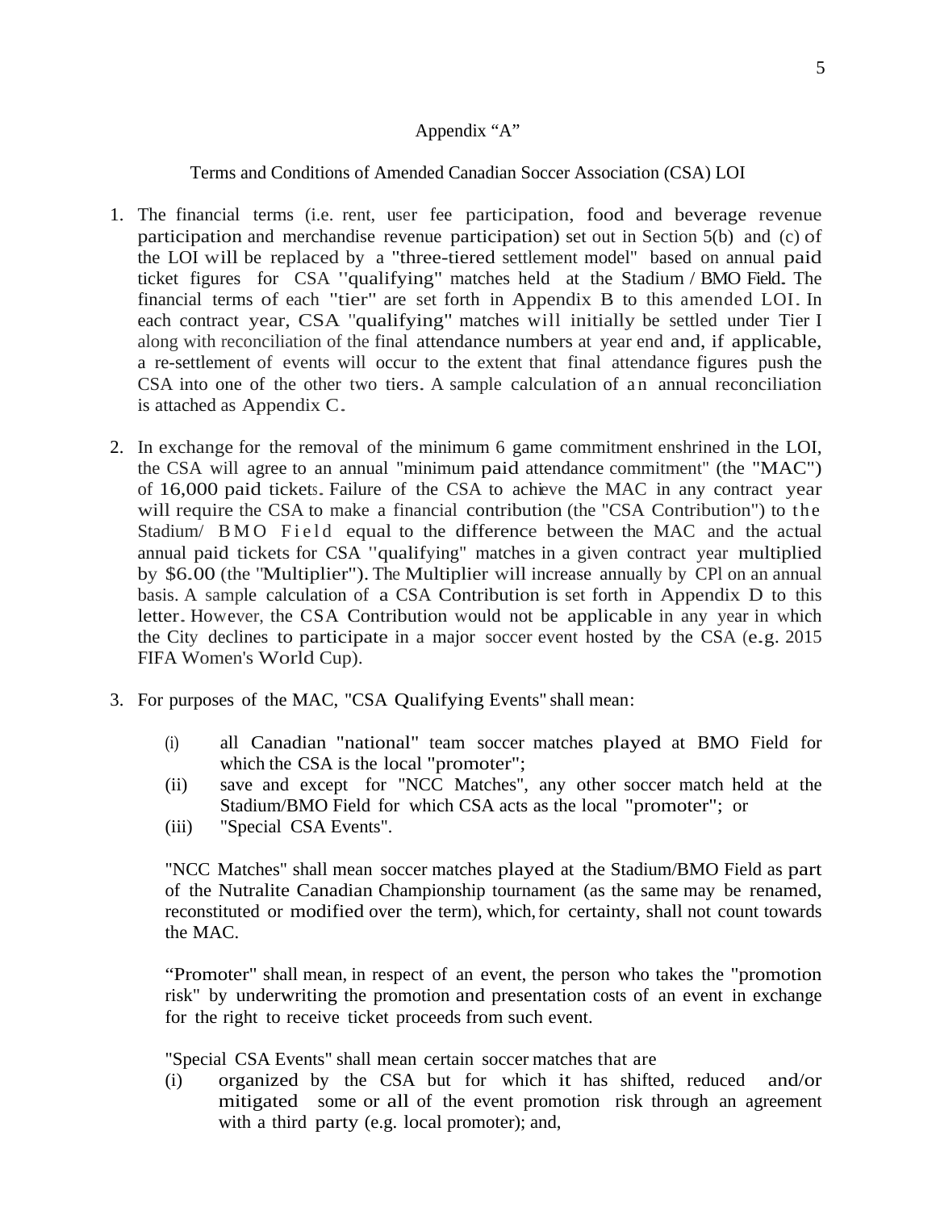Appendix "A"

Terms and Conditions of Amended Canadian Soccer Association (CSA) LOI

1. The financial terms (i.e. rent, user fee participation, food and beverage revenue participation and merchandise revenue participation) set out in Section 5(b) and (c) of the LOI will be replaced by a "three-tiered settlement model" based on annual paid ticket figures for CSA "qualifying" matches held at the Stadium / BMO Field. The financial terms of each "tier" are set forth in Appendix B to this amended LOI. In each contract year, CSA "qualifying" matches will initially be settled under Tier I along with reconciliation of the final attendance numbers at year end and, if applicable, a re-settlement of events will occur to the extent that final attendance figures push the CSA into one of the other two tiers. A sample calculation of an annual reconciliation is attached as Appendix C.

2. In exchange for the removal of the minimum 6 game commitment enshrined in the LOI, the CSA will agree to an annual "minimum paid attendance commitment" (the "MAC") of 16,000 paid tickets. Failure of the CSA to achieve the MAC in any contract year will require the CSA to make a financial contribution (the "CSA Contribution") to the Stadium/ BMO Field equal to the difference between the MAC and the actual annual paid tickets for CSA "qualifying" matches in a given contract year multiplied by $6.00 (the "Multiplier"). The Multiplier will increase annually by CPl on an annual basis. A sample calculation of a CSA Contribution is set forth in Appendix D to this letter. However, the CSA Contribution would not be applicable in any year in which the City declines to participate in a major soccer event hosted by the CSA (e.g. 2015 FIFA Women's World Cup).

3. For purposes of the MAC, "CSA Qualifying Events" shall mean:

   (i) all Canadian "national" team soccer matches played at BMO Field for which the CSA is the local "promoter";
   
   (ii) save and except for "NCC Matches", any other soccer match held at the Stadium/BMO Field for which CSA acts as the local "promoter"; or
   
   (iii) "Special CSA Events".

   "NCC Matches" shall mean soccer matches played at the Stadium/BMO Field as part of the Nutralite Canadian Championship tournament (as the same may be renamed, reconstituted or modified over the term), which, for certainty, shall not count towards the MAC.

   "Promoter" shall mean, in respect of an event, the person who takes the "promotion risk" by underwriting the promotion and presentation costs of an event in exchange for the right to receive ticket proceeds from such event.

   "Special CSA Events" shall mean certain soccer matches that are
   
   (i) organized by the CSA but for which it has shifted, reduced and/or mitigated some or all of the event promotion risk through an agreement with a third party (e.g. local promoter); and,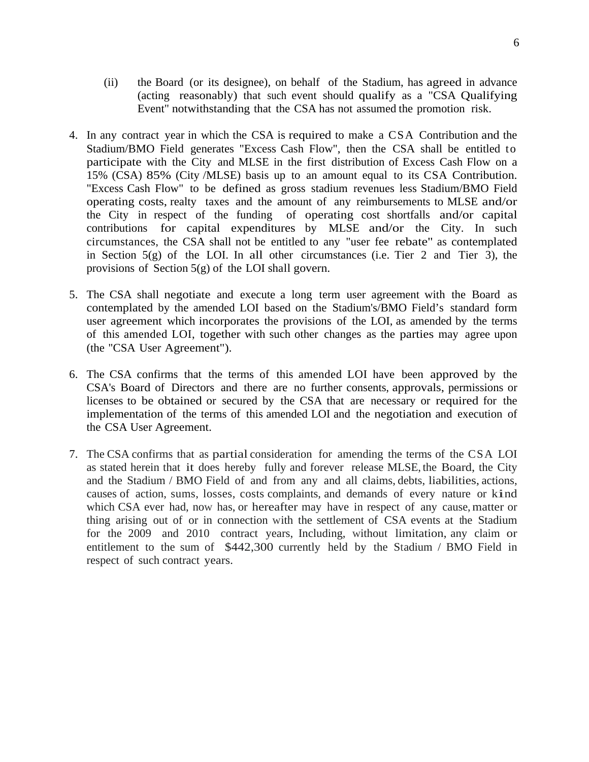(ii) the Board (or its designee), on behalf of the Stadium, has agreed in advance (acting reasonably) that such event should qualify as a "CSA Qualifying Event" notwithstanding that the CSA has not assumed the promotion risk.

4. In any contract year in which the CSA is required to make a CSA Contribution and the Stadium/BMO Field generates "Excess Cash Flow", then the CSA shall be entitled to participate with the City and MLSE in the first distribution of Excess Cash Flow on a 15% (CSA) 85% (City /MLSE) basis up to an amount equal to its CSA Contribution. "Excess Cash Flow" to be defined as gross stadium revenues less Stadium/BMO Field operating costs, realty taxes and the amount of any reimbursements to MLSE and/or the City in respect of the funding of operating cost shortfalls and/or capital contributions for capital expenditures by MLSE and/or the City. In such circumstances, the CSA shall not be entitled to any "user fee rebate" as contemplated in Section 5(g) of the LOI. In all other circumstances (i.e. Tier 2 and Tier 3), the provisions of Section 5(g) of the LOI shall govern.

5. The CSA shall negotiate and execute a long term user agreement with the Board as contemplated by the amended LOI based on the Stadium's/BMO Field's standard form user agreement which incorporates the provisions of the LOI, as amended by the terms of this amended LOI, together with such other changes as the parties may agree upon (the "CSA User Agreement").

6. The CSA confirms that the terms of this amended LOI have been approved by the CSA's Board of Directors and there are no further consents, approvals, permissions or licenses to be obtained or secured by the CSA that are necessary or required for the implementation of the terms of this amended LOI and the negotiation and execution of the CSA User Agreement.

7. The CSA confirms that as partial consideration for amending the terms of the CSA LOI as stated herein that it does hereby fully and forever release MLSE, the Board, the City and the Stadium / BMO Field of and from any and all claims, debts, liabilities, actions, causes of action, sums, losses, costs complaints, and demands of every nature or kind which CSA ever had, now has, or hereafter may have in respect of any cause, matter or thing arising out of or in connection with the settlement of CSA events at the Stadium for the 2009 and 2010 contract years, Including, without limitation, any claim or entitlement to the sum of $442,300 currently held by the Stadium / BMO Field in respect of such contract years.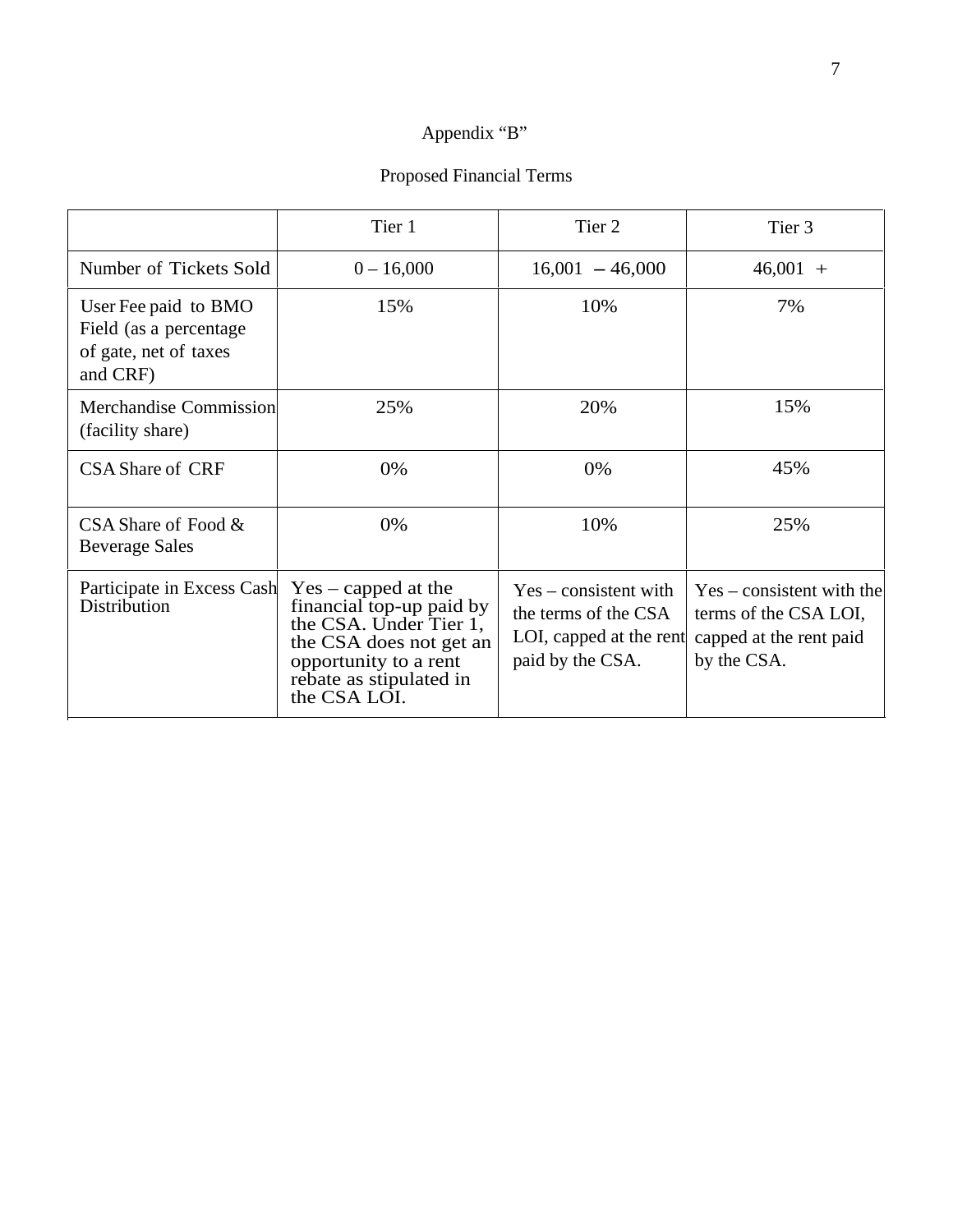Appendix “B”

Proposed Financial Terms

| | Tier 1 | Tier 2 | Tier 3 |
|---|---|---|---|
| Number of Tickets Sold | 0 – 16,000 | 16,001 – 46,000 | 46,001 + |
| User Fee paid to BMO Field (as a percentage of gate, net of taxes and CRF) | 15% | 10% | 7% |
| Merchandise Commission (facility share) | 25% | 20% | 15% |
| CSA Share of CRF | 0% | 0% | 45% |
| CSA Share of Food & Beverage Sales | 0% | 10% | 25% |
| Participate in Excess Cash Distribution | Yes – capped at the financial top-up paid by the CSA. Under Tier 1, the CSA does not get an opportunity to a rent rebate as stipulated in the CSA LOI. | Yes – consistent with the terms of the CSA LOI, capped at the rent paid by the CSA. | Yes – consistent with the terms of the CSA LOI, capped at the rent paid by the CSA. |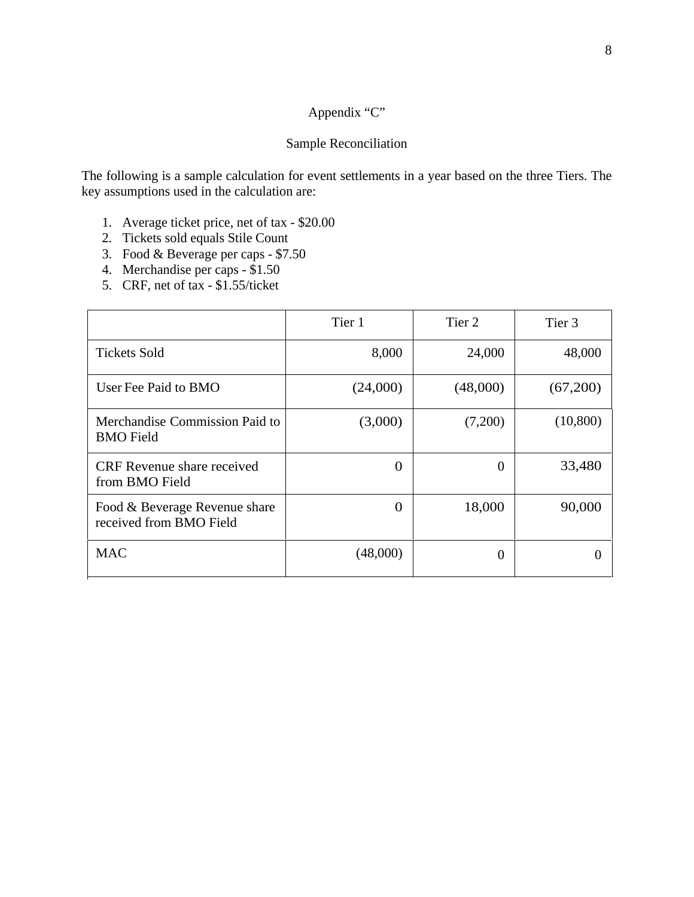Appendix "C"

Sample Reconciliation

The following is a sample calculation for event settlements in a year based on the three Tiers. The key assumptions used in the calculation are:

1. Average ticket price, net of tax - $20.00
2. Tickets sold equals Stile Count
3. Food & Beverage per caps - $7.50
4. Merchandise per caps - $1.50
5. CRF, net of tax - $1.55/ticket

| | Tier 1 | Tier 2 | Tier 3 |
|---|---|---|---|
| Tickets Sold | 8,000 | 24,000 | 48,000 |
| User Fee Paid to BMO | (24,000) | (48,000) | (67,200) |
| Merchandise Commission Paid to BMO Field | (3,000) | (7,200) | (10,800) |
| CRF Revenue share received from BMO Field | 0 | 0 | 33,480 |
| Food & Beverage Revenue share received from BMO Field | 0 | 18,000 | 90,000 |
| MAC | (48,000) | 0 | 0 |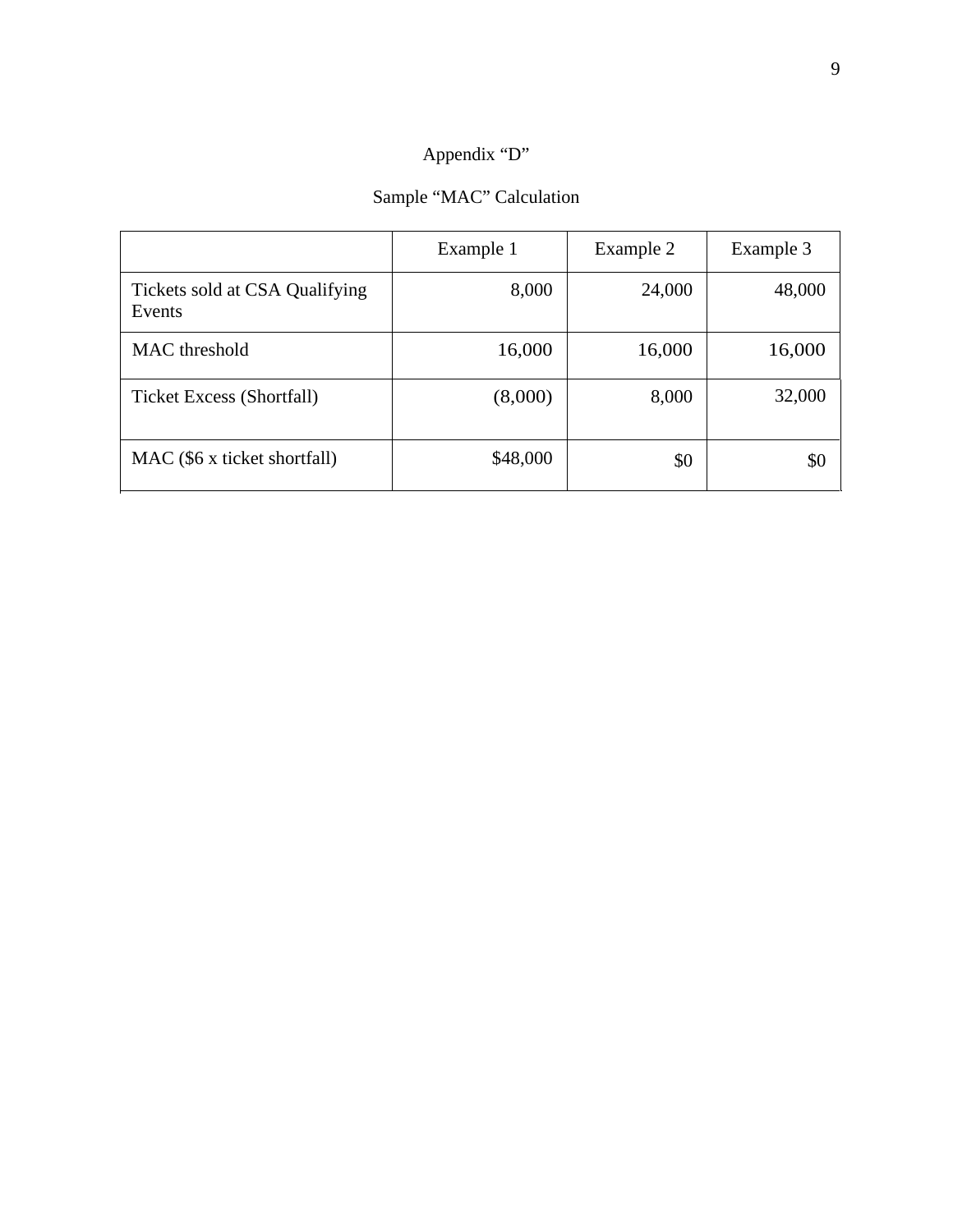# Appendix "D"

## Sample "MAC" Calculation

| | Example 1 | Example 2 | Example 3 |
|---|---|---|---|
| Tickets sold at CSA Qualifying Events | 8,000 | 24,000 | 48,000 |
| MAC threshold | 16,000 | 16,000 | 16,000 |
| Ticket Excess (Shortfall) | (8,000) | 8,000 | 32,000 |
| MAC ($6 x ticket shortfall) | $48,000 | $0 | $0 |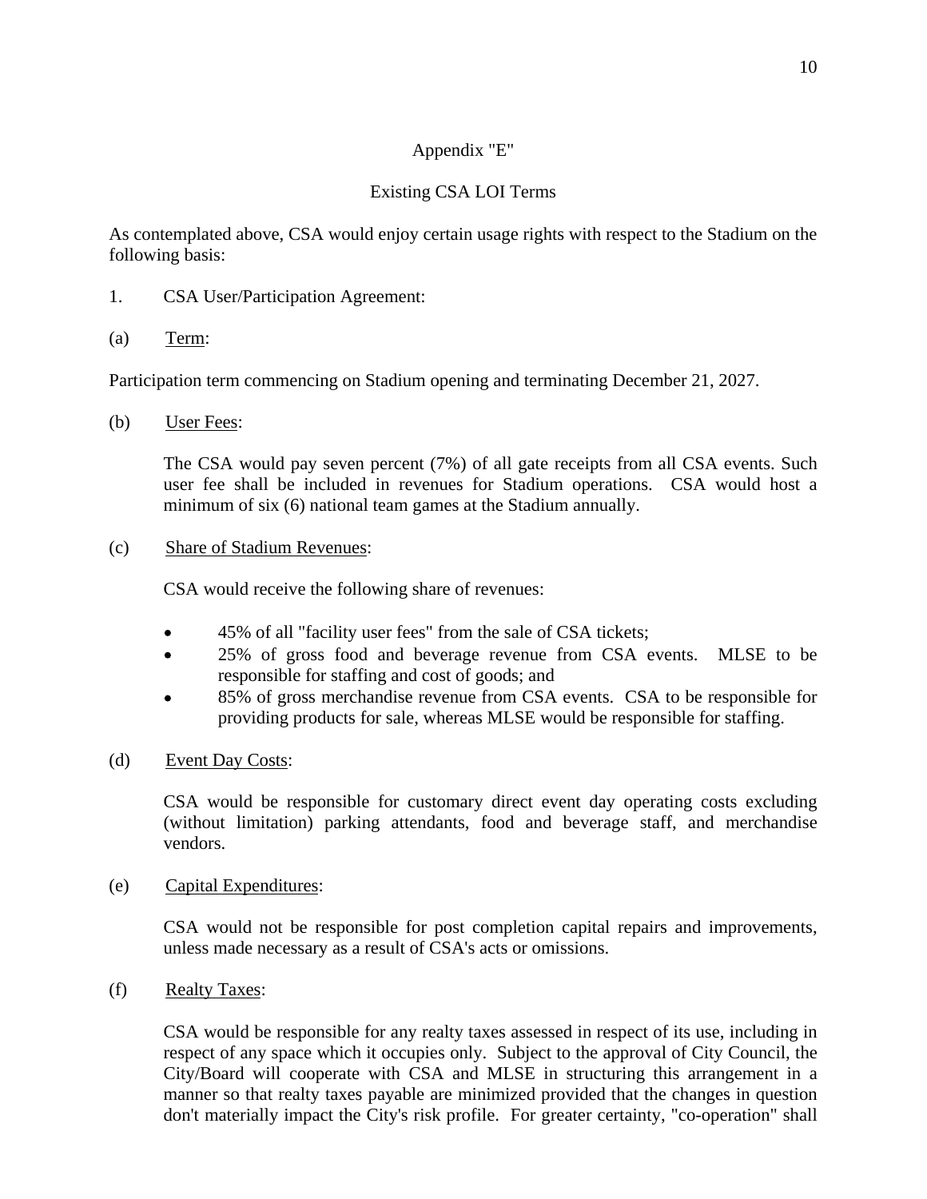## Appendix "E"

### Existing CSA LOI Terms

As contemplated above, CSA would enjoy certain usage rights with respect to the Stadium on the following basis:

1. CSA User/Participation Agreement:

(a) Term:

Participation term commencing on Stadium opening and terminating December 21, 2027.

(b) User Fees:

The CSA would pay seven percent (7%) of all gate receipts from all CSA events. Such user fee shall be included in revenues for Stadium operations. CSA would host a minimum of six (6) national team games at the Stadium annually.

(c) Share of Stadium Revenues:

CSA would receive the following share of revenues:

- 45% of all "facility user fees" from the sale of CSA tickets;
- 25% of gross food and beverage revenue from CSA events. MLSE to be responsible for staffing and cost of goods; and
- 85% of gross merchandise revenue from CSA events. CSA to be responsible for providing products for sale, whereas MLSE would be responsible for staffing.

(d) Event Day Costs:

CSA would be responsible for customary direct event day operating costs excluding (without limitation) parking attendants, food and beverage staff, and merchandise vendors.

(e) Capital Expenditures:

CSA would not be responsible for post completion capital repairs and improvements, unless made necessary as a result of CSA's acts or omissions.

(f) Realty Taxes:

CSA would be responsible for any realty taxes assessed in respect of its use, including in respect of any space which it occupies only. Subject to the approval of City Council, the City/Board will cooperate with CSA and MLSE in structuring this arrangement in a manner so that realty taxes payable are minimized provided that the changes in question don't materially impact the City's risk profile. For greater certainty, "co-operation" shall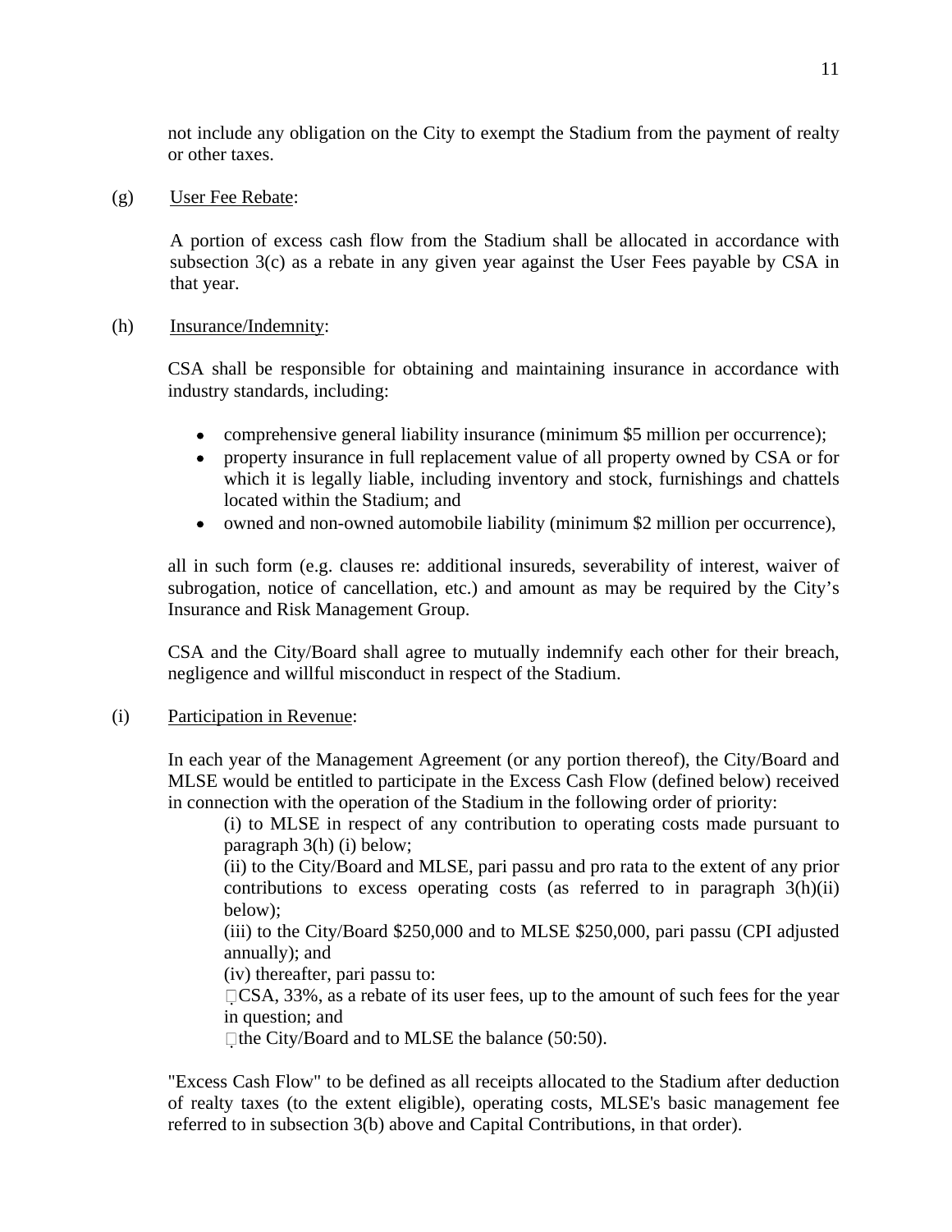not include any obligation on the City to exempt the Stadium from the payment of realty or other taxes.

(g) User Fee Rebate:

A portion of excess cash flow from the Stadium shall be allocated in accordance with subsection 3(c) as a rebate in any given year against the User Fees payable by CSA in that year.

(h) Insurance/Indemnity:

CSA shall be responsible for obtaining and maintaining insurance in accordance with industry standards, including:

- comprehensive general liability insurance (minimum $5 million per occurrence);
- property insurance in full replacement value of all property owned by CSA or for which it is legally liable, including inventory and stock, furnishings and chattels located within the Stadium; and
- owned and non-owned automobile liability (minimum $2 million per occurrence),

all in such form (e.g. clauses re: additional insureds, severability of interest, waiver of subrogation, notice of cancellation, etc.) and amount as may be required by the City's Insurance and Risk Management Group.

CSA and the City/Board shall agree to mutually indemnify each other for their breach, negligence and willful misconduct in respect of the Stadium.

(i) Participation in Revenue:

In each year of the Management Agreement (or any portion thereof), the City/Board and MLSE would be entitled to participate in the Excess Cash Flow (defined below) received in connection with the operation of the Stadium in the following order of priority:

(i) to MLSE in respect of any contribution to operating costs made pursuant to paragraph 3(h) (i) below;

(ii) to the City/Board and MLSE, pari passu and pro rata to the extent of any prior contributions to excess operating costs (as referred to in paragraph 3(h)(ii) below);

(iii) to the City/Board $250,000 and to MLSE $250,000, pari passu (CPI adjusted annually); and

(iv) thereafter, pari passu to:

- CSA, 33%, as a rebate of its user fees, up to the amount of such fees for the year in question; and
- the City/Board and to MLSE the balance (50:50).

"Excess Cash Flow" to be defined as all receipts allocated to the Stadium after deduction of realty taxes (to the extent eligible), operating costs, MLSE's basic management fee referred to in subsection 3(b) above and Capital Contributions, in that order).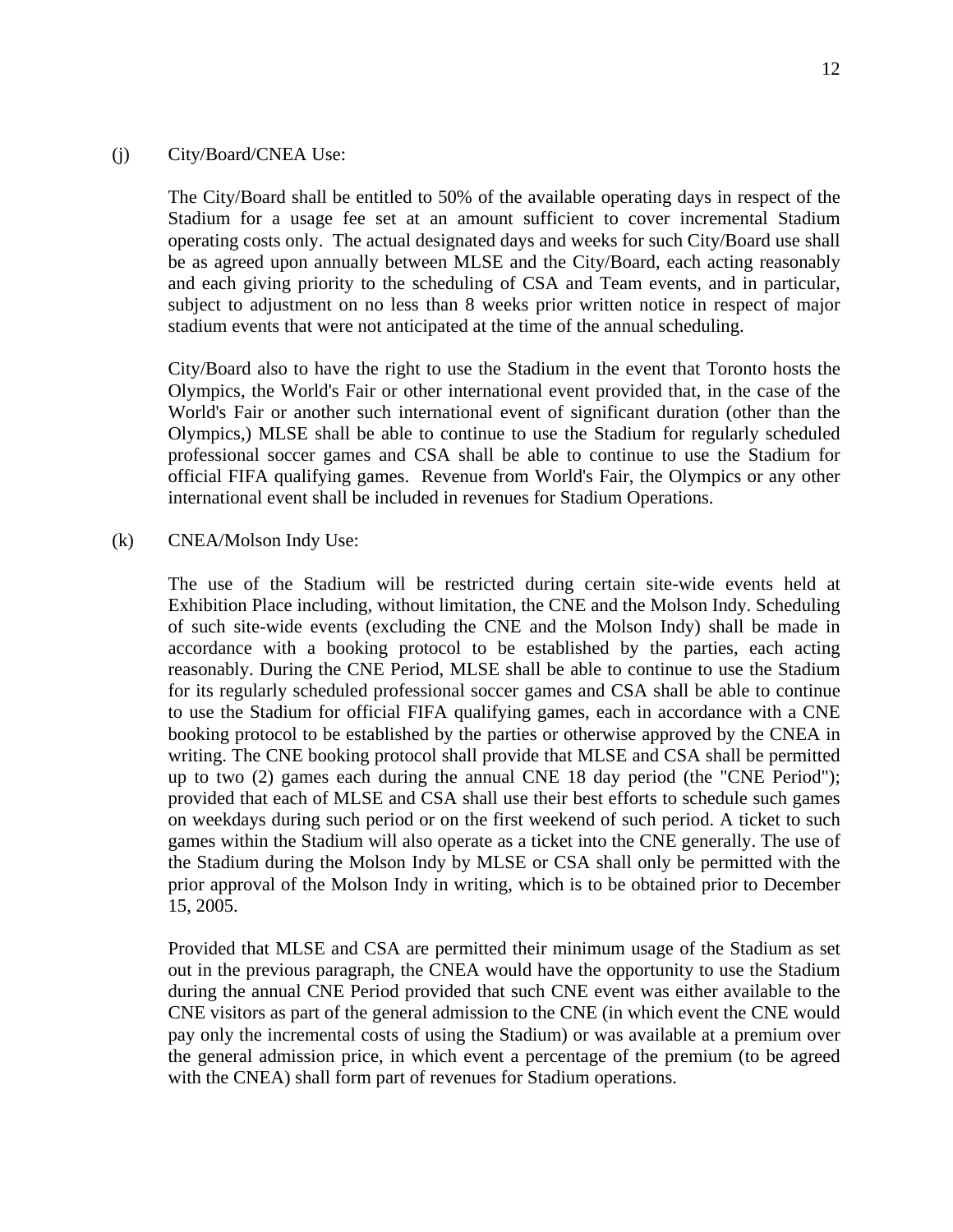(j) City/Board/CNEA Use:

The City/Board shall be entitled to 50% of the available operating days in respect of the Stadium for a usage fee set at an amount sufficient to cover incremental Stadium operating costs only. The actual designated days and weeks for such City/Board use shall be as agreed upon annually between MLSE and the City/Board, each acting reasonably and each giving priority to the scheduling of CSA and Team events, and in particular, subject to adjustment on no less than 8 weeks prior written notice in respect of major stadium events that were not anticipated at the time of the annual scheduling.

City/Board also to have the right to use the Stadium in the event that Toronto hosts the Olympics, the World's Fair or other international event provided that, in the case of the World's Fair or another such international event of significant duration (other than the Olympics,) MLSE shall be able to continue to use the Stadium for regularly scheduled professional soccer games and CSA shall be able to continue to use the Stadium for official FIFA qualifying games. Revenue from World's Fair, the Olympics or any other international event shall be included in revenues for Stadium Operations.

(k) CNEA/Molson Indy Use:

The use of the Stadium will be restricted during certain site-wide events held at Exhibition Place including, without limitation, the CNE and the Molson Indy. Scheduling of such site-wide events (excluding the CNE and the Molson Indy) shall be made in accordance with a booking protocol to be established by the parties, each acting reasonably. During the CNE Period, MLSE shall be able to continue to use the Stadium for its regularly scheduled professional soccer games and CSA shall be able to continue to use the Stadium for official FIFA qualifying games, each in accordance with a CNE booking protocol to be established by the parties or otherwise approved by the CNEA in writing. The CNE booking protocol shall provide that MLSE and CSA shall be permitted up to two (2) games each during the annual CNE 18 day period (the "CNE Period"); provided that each of MLSE and CSA shall use their best efforts to schedule such games on weekdays during such period or on the first weekend of such period. A ticket to such games within the Stadium will also operate as a ticket into the CNE generally. The use of the Stadium during the Molson Indy by MLSE or CSA shall only be permitted with the prior approval of the Molson Indy in writing, which is to be obtained prior to December 15, 2005.

Provided that MLSE and CSA are permitted their minimum usage of the Stadium as set out in the previous paragraph, the CNEA would have the opportunity to use the Stadium during the annual CNE Period provided that such CNE event was either available to the CNE visitors as part of the general admission to the CNE (in which event the CNE would pay only the incremental costs of using the Stadium) or was available at a premium over the general admission price, in which event a percentage of the premium (to be agreed with the CNEA) shall form part of revenues for Stadium operations.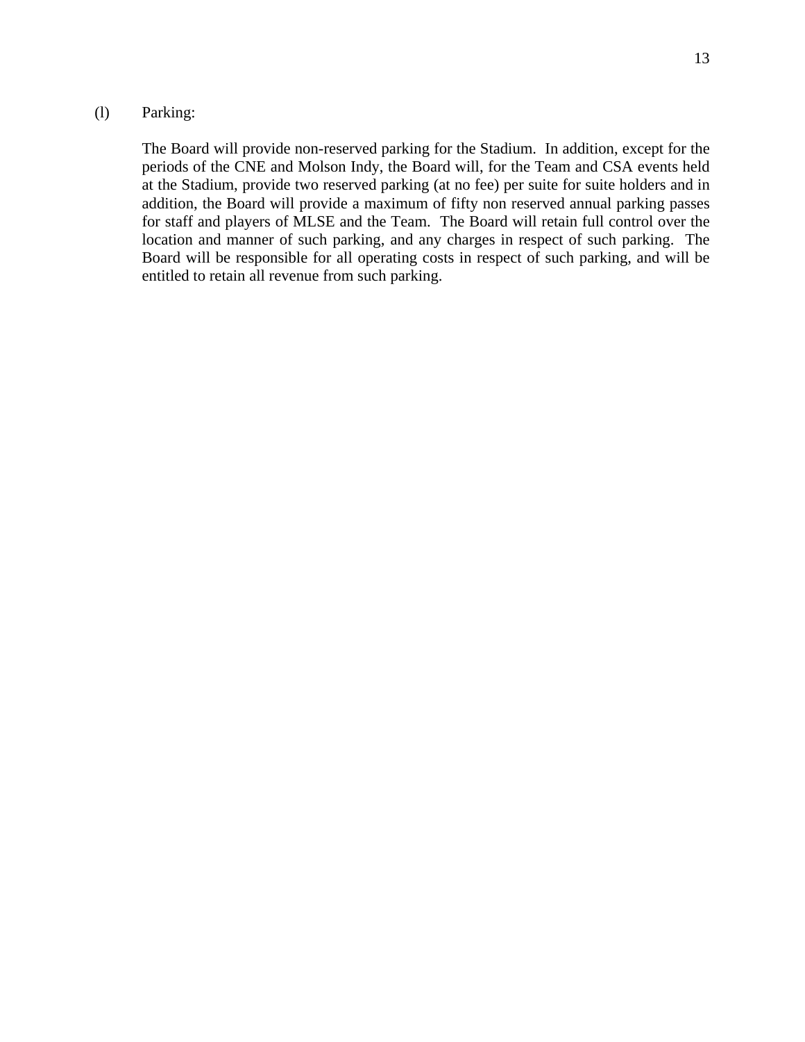(l) Parking:

The Board will provide non-reserved parking for the Stadium. In addition, except for the periods of the CNE and Molson Indy, the Board will, for the Team and CSA events held at the Stadium, provide two reserved parking (at no fee) per suite for suite holders and in addition, the Board will provide a maximum of fifty non reserved annual parking passes for staff and players of MLSE and the Team. The Board will retain full control over the location and manner of such parking, and any charges in respect of such parking. The Board will be responsible for all operating costs in respect of such parking, and will be entitled to retain all revenue from such parking.